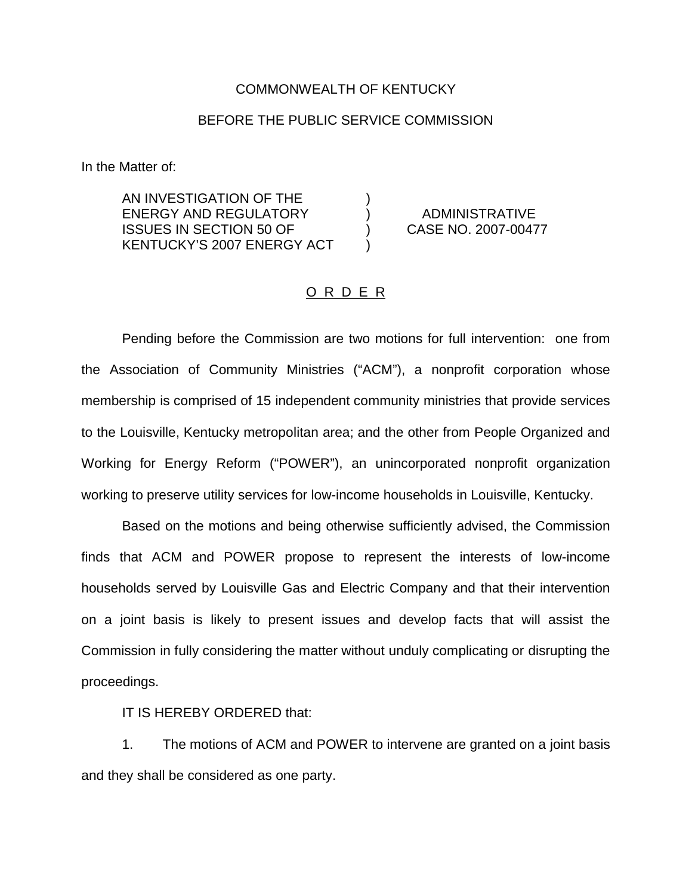COMMONWEALTH OF KENTUCKY

BEFORE THE PUBLIC SERVICE COMMISSION

In the Matter of:

| | | |
|---|---|---|
| AN INVESTIGATION OF THE ENERGY AND REGULATORY ISSUES IN SECTION 50 OF KENTUCKY'S 2007 ENERGY ACT | ) ) ) ) | ADMINISTRATIVE CASE NO. 2007-00477 |

## O R D E R

Pending before the Commission are two motions for full intervention: one from the Association of Community Ministries ("ACM"), a nonprofit corporation whose membership is comprised of 15 independent community ministries that provide services to the Louisville, Kentucky metropolitan area; and the other from People Organized and Working for Energy Reform ("POWER"), an unincorporated nonprofit organization working to preserve utility services for low-income households in Louisville, Kentucky.

Based on the motions and being otherwise sufficiently advised, the Commission finds that ACM and POWER propose to represent the interests of low-income households served by Louisville Gas and Electric Company and that their intervention on a joint basis is likely to present issues and develop facts that will assist the Commission in fully considering the matter without unduly complicating or disrupting the proceedings.

IT IS HEREBY ORDERED that:

1. The motions of ACM and POWER to intervene are granted on a joint basis and they shall be considered as one party.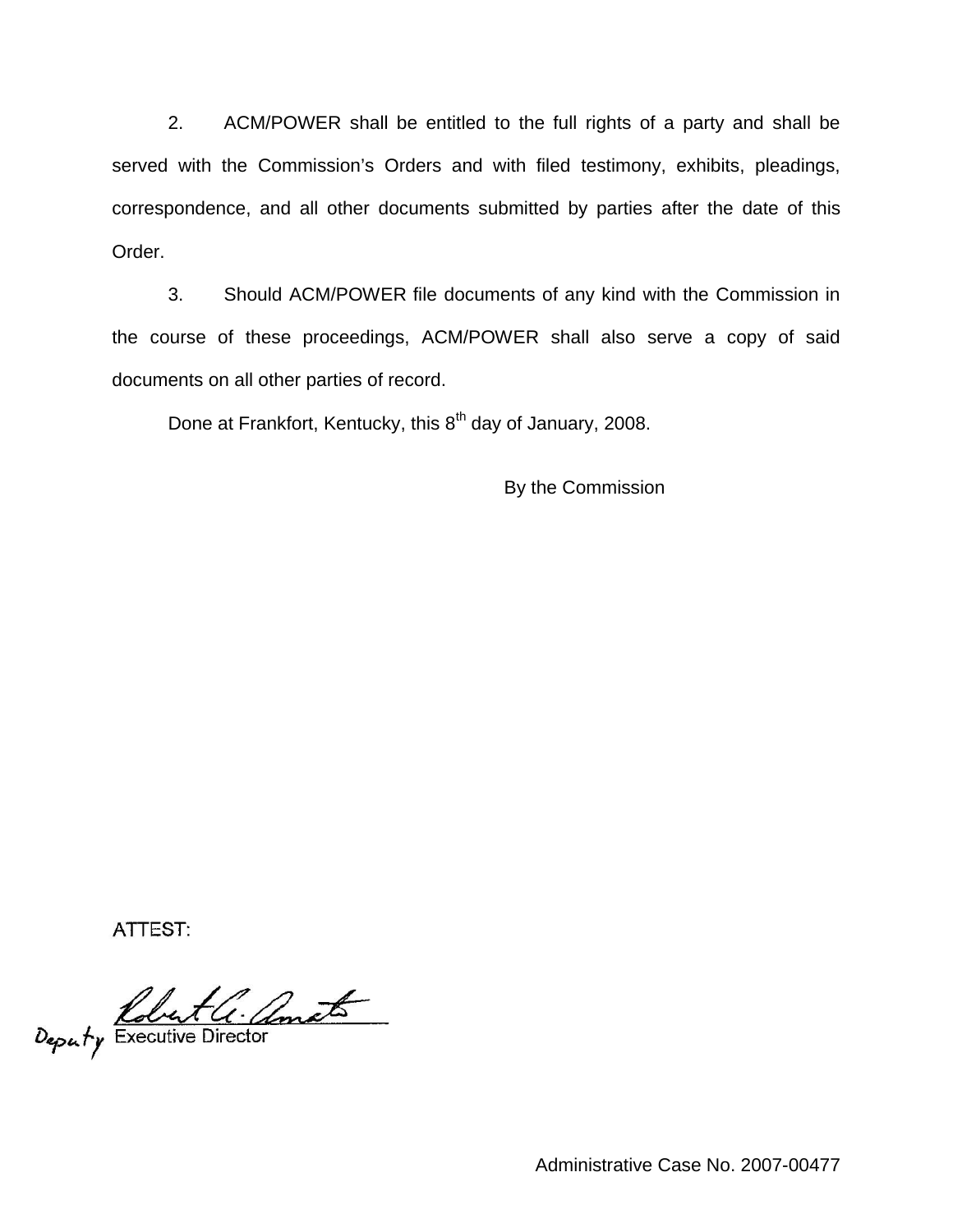2. ACM/POWER shall be entitled to the full rights of a party and shall be served with the Commission's Orders and with filed testimony, exhibits, pleadings, correspondence, and all other documents submitted by parties after the date of this Order.

3. Should ACM/POWER file documents of any kind with the Commission in the course of these proceedings, ACM/POWER shall also serve a copy of said documents on all other parties of record.

Done at Frankfort, Kentucky, this 8th day of January, 2008.

By the Commission

ATTEST:

Deputy Executive Director

Administrative Case No. 2007-00477